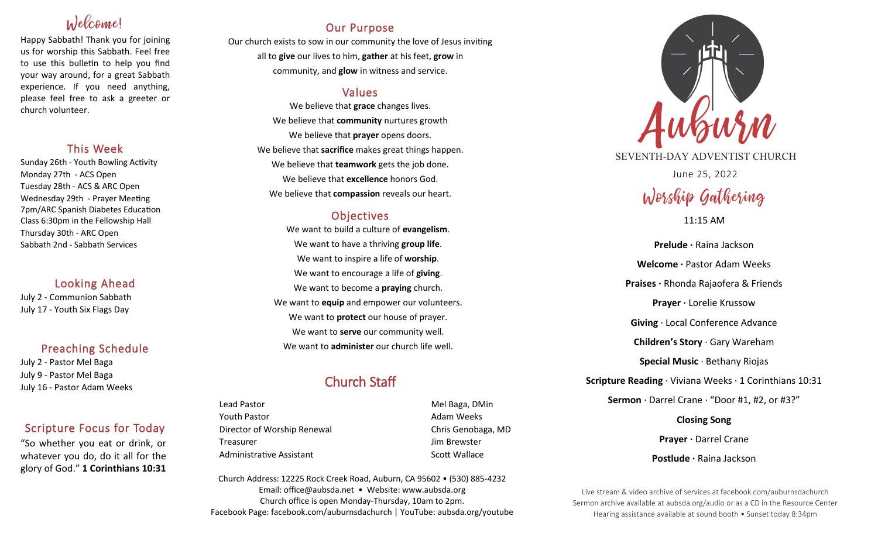## Welcome!

Happy Sabbath! Thank you for joining us for worship this Sabbath. Feel free to use this bulletin to help you find your way around, for a great Sabbath experience. If you need anything, please feel free to ask a greeter or church volunteer.

## This Week

Sunday 26th - Youth Bowling Activity
Monday 27th - ACS Open
Tuesday 28th - ACS & ARC Open
Wednesday 29th - Prayer Meeting 7pm/ARC Spanish Diabetes Education Class 6:30pm in the Fellowship Hall
Thursday 30th - ARC Open
Sabbath 2nd - Sabbath Services

## Looking Ahead

July 2 - Communion Sabbath
July 17 - Youth Six Flags Day

## Preaching Schedule

July 2 - Pastor Mel Baga
July 9 - Pastor Mel Baga
July 16 - Pastor Adam Weeks

## Scripture Focus for Today

"So whether you eat or drink, or whatever you do, do it all for the glory of God." **1 Corinthians 10:31**

## Our Purpose

Our church exists to sow in our community the love of Jesus inviting all to **give** our lives to him, **gather** at his feet, **grow** in community, and **glow** in witness and service.

## Values

We believe that **grace** changes lives.
We believe that **community** nurtures growth
We believe that **prayer** opens doors.
We believe that **sacrifice** makes great things happen.
We believe that **teamwork** gets the job done.
We believe that **excellence** honors God.
We believe that **compassion** reveals our heart.

## Objectives

We want to build a culture of **evangelism**.
We want to have a thriving **group life**.
We want to inspire a life of **worship**.
We want to encourage a life of **giving**.
We want to become a **praying** church.
We want to **equip** and empower our volunteers.
We want to **protect** our house of prayer.
We want to **serve** our community well.
We want to **administer** our church life well.

## Church Staff

| | |
|---|---|
| Lead Pastor | Mel Baga, DMin |
| Youth Pastor | Adam Weeks |
| Director of Worship Renewal | Chris Genobaga, MD |
| Treasurer | Jim Brewster |
| Administrative Assistant | Scott Wallace |

Church Address: 12225 Rock Creek Road, Auburn, CA 95602 • (530) 885-4232
Email: office@aubsda.net • Website: www.aubsda.org
Church office is open Monday-Thursday, 10am to 2pm.
Facebook Page: facebook.com/auburnsdachurch | YouTube: aubsda.org/youtube

# Auburn

SEVENTH-DAY ADVENTIST CHURCH

June 25, 2022

## Worship Gathering

11:15 AM

**Prelude ·** Raina Jackson

**Welcome ·** Pastor Adam Weeks

**Praises ·** Rhonda Rajaofera & Friends

**Prayer ·** Lorelie Krussow

**Giving** · Local Conference Advance

**Children's Story** · Gary Wareham

**Special Music** · Bethany Riojas

**Scripture Reading** · Viviana Weeks · 1 Corinthians 10:31

**Sermon** · Darrel Crane · "Door #1, #2, or #3?"

**Closing Song**

**Prayer ·** Darrel Crane

**Postlude ·** Raina Jackson

Live stream & video archive of services at facebook.com/auburnsdachurch
Sermon archive available at aubsda.org/audio or as a CD in the Resource Center
Hearing assistance available at sound booth • Sunset today 8:34pm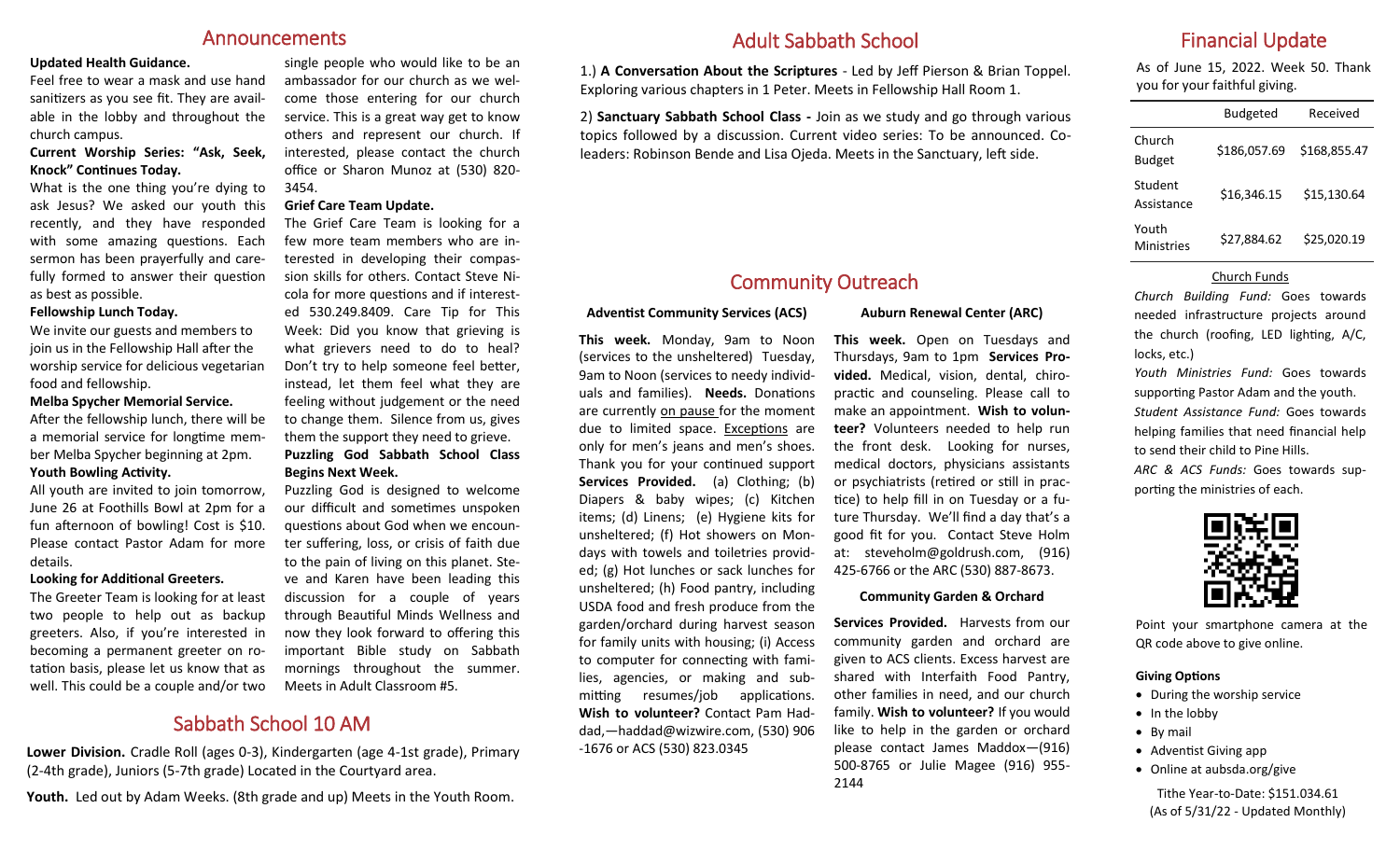## Announcements

**Updated Health Guidance.**

Feel free to wear a mask and use hand sanitizers as you see fit. They are available in the lobby and throughout the church campus.

**Current Worship Series: "Ask, Seek, Knock" Continues Today.**

What is the one thing you're dying to ask Jesus? We asked our youth this recently, and they have responded with some amazing questions. Each sermon has been prayerfully and carefully formed to answer their question as best as possible.

**Fellowship Lunch Today.**

We invite our guests and members to join us in the Fellowship Hall after the worship service for delicious vegetarian food and fellowship.

**Melba Spycher Memorial Service.**

After the fellowship lunch, there will be a memorial service for longtime member Melba Spycher beginning at 2pm.

**Youth Bowling Activity.**

All youth are invited to join tomorrow, June 26 at Foothills Bowl at 2pm for a fun afternoon of bowling! Cost is $10. Please contact Pastor Adam for more details.

**Looking for Additional Greeters.**

The Greeter Team is looking for at least two people to help out as backup greeters. Also, if you're interested in becoming a permanent greeter on rotation basis, please let us know that as well. This could be a couple and/or two single people who would like to be an ambassador for our church as we welcome those entering for our church service. This is a great way get to know others and represent our church. If interested, please contact the church office or Sharon Munoz at (530) 820-3454.

**Grief Care Team Update.**

The Grief Care Team is looking for a few more team members who are interested in developing their compassion skills for others. Contact Steve Nicola for more questions and if interested 530.249.8409. Care Tip for This Week: Did you know that grieving is what grievers need to do to heal? Don't try to help someone feel better, instead, let them feel what they are feeling without judgement or the need to change them. Silence from us, gives them the support they need to grieve.

**Puzzling God Sabbath School Class Begins Next Week.**

Puzzling God is designed to welcome our difficult and sometimes unspoken questions about God when we encounter suffering, loss, or crisis of faith due to the pain of living on this planet. Steve and Karen have been leading this discussion for a couple of years through Beautiful Minds Wellness and now they look forward to offering this important Bible study on Sabbath mornings throughout the summer. Meets in Adult Classroom #5.

## Sabbath School 10 AM

**Lower Division.** Cradle Roll (ages 0-3), Kindergarten (age 4-1st grade), Primary (2-4th grade), Juniors (5-7th grade) Located in the Courtyard area.

**Youth.** Led out by Adam Weeks. (8th grade and up) Meets in the Youth Room.

## Adult Sabbath School

1.) **A Conversation About the Scriptures** - Led by Jeff Pierson & Brian Toppel. Exploring various chapters in 1 Peter. Meets in Fellowship Hall Room 1.

2) **Sanctuary Sabbath School Class -** Join as we study and go through various topics followed by a discussion. Current video series: To be announced. Co-leaders: Robinson Bende and Lisa Ojeda. Meets in the Sanctuary, left side.

## Community Outreach

**Adventist Community Services (ACS)**

**This week.** Monday, 9am to Noon (services to the unsheltered) Tuesday, 9am to Noon (services to needy individuals and families). **Needs.** Donations are currently on pause for the moment due to limited space. Exceptions are only for men's jeans and men's shoes. Thank you for your continued support **Services Provided.** (a) Clothing; (b) Diapers & baby wipes; (c) Kitchen items; (d) Linens; (e) Hygiene kits for unsheltered; (f) Hot showers on Mondays with towels and toiletries provided; (g) Hot lunches or sack lunches for unsheltered; (h) Food pantry, including USDA food and fresh produce from the garden/orchard during harvest season for family units with housing; (i) Access to computer for connecting with families, agencies, or making and submitting resumes/job applications. **Wish to volunteer?** Contact Pam Haddad,—haddad@wizwire.com, (530) 906-1676 or ACS (530) 823.0345

**Auburn Renewal Center (ARC)**

**This week.** Open on Tuesdays and Thursdays, 9am to 1pm **Services Provided.** Medical, vision, dental, chiropractic and counseling. Please call to make an appointment. **Wish to volunteer?** Volunteers needed to help run the front desk. Looking for nurses, medical doctors, physicians assistants or psychiatrists (retired or still in practice) to help fill in on Tuesday or a future Thursday. We'll find a day that's a good fit for you. Contact Steve Holm at: steveholm@goldrush.com, (916) 425-6766 or the ARC (530) 887-8673.

**Community Garden & Orchard**

**Services Provided.** Harvests from our community garden and orchard are given to ACS clients. Excess harvest are shared with Interfaith Food Pantry, other families in need, and our church family. **Wish to volunteer?** If you would like to help in the garden or orchard please contact James Maddox—(916) 500-8765 or Julie Magee (916) 955-2144

## Financial Update

As of June 15, 2022. Week 50. Thank you for your faithful giving.

| | Budgeted | Received |
|---|---|---|
| Church Budget | $186,057.69 | $168,855.47 |
| Student Assistance | $16,346.15 | $15,130.64 |
| Youth Ministries | $27,884.62 | $25,020.19 |

**Church Funds**

*Church Building Fund:* Goes towards needed infrastructure projects around the church (roofing, LED lighting, A/C, locks, etc.)

*Youth Ministries Fund:* Goes towards supporting Pastor Adam and the youth.

*Student Assistance Fund:* Goes towards helping families that need financial help to send their child to Pine Hills.

*ARC & ACS Funds:* Goes towards supporting the ministries of each.

Point your smartphone camera at the QR code above to give online.

**Giving Options**

- During the worship service
- In the lobby
- By mail
- Adventist Giving app
- Online at aubsda.org/give

Tithe Year-to-Date: $151.034.61
(As of 5/31/22 - Updated Monthly)